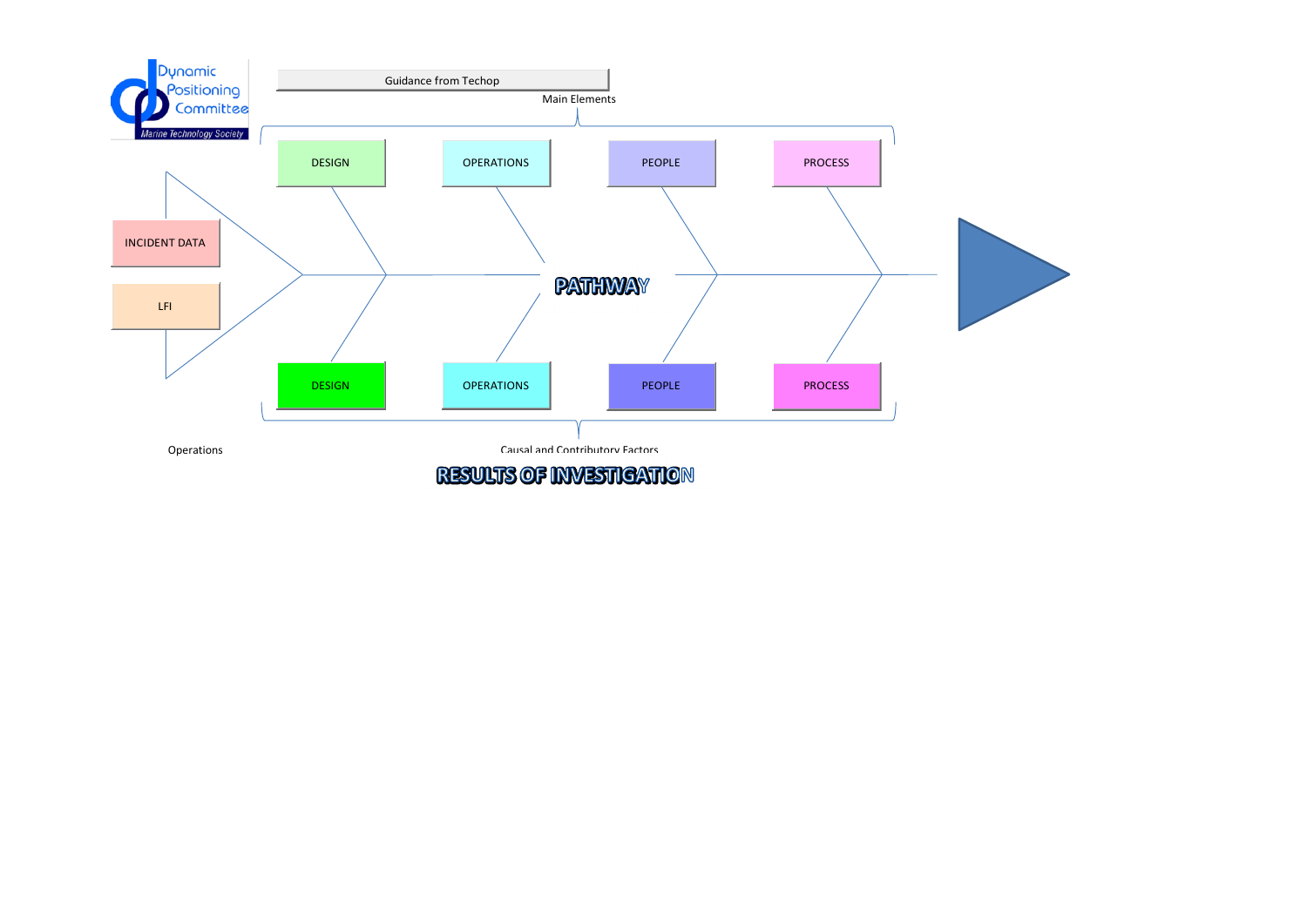Dynamic Positioning Committee

Marine Technology Society

Guidance from Techop

Main Elements

DESIGN

OPERATIONS

PEOPLE

PROCESS

INCIDENT DATA

LFI

PATHWAY

DESIGN

OPERATIONS

PEOPLE

PROCESS

Operations

Causal and Contributory Factors

RESULTS OF INVESTIGATION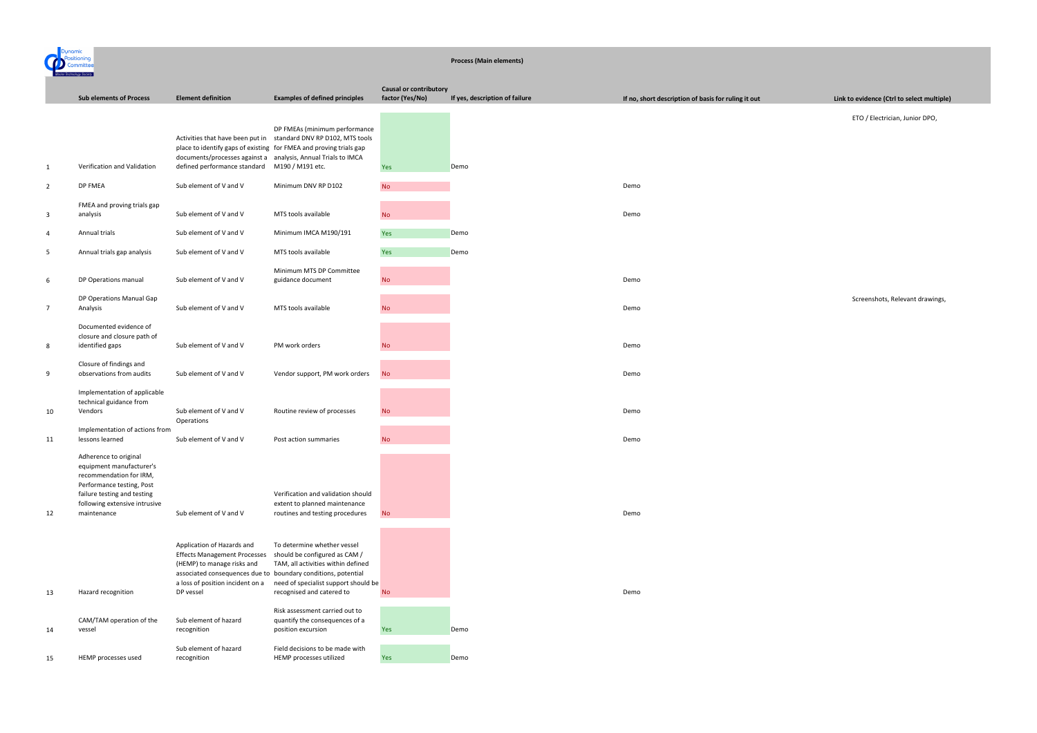## Process (Main elements)

| | Sub elements of Process | Element definition | Examples of defined principles | Causal or contributory factor (Yes/No) | If yes, description of failure | If no, short description of basis for ruling it out | Link to evidence (Ctrl to select multiple) |
|---|---|---|---|---|---|---|---|
| 1 | Verification and Validation | Activities that have been put in place to identify gaps of existing documents/processes against a defined performance standard | DP FMEAs (minimum performance standard DNV RP D102, MTS tools for FMEA and proving trials gap analysis, Annual Trials to IMCA M190 / M191 etc. | Yes | Demo | | ETO / Electrician, Junior DPO, |
| 2 | DP FMEA | Sub element of V and V | Minimum DNV RP D102 | No | | Demo | |
| 3 | FMEA and proving trials gap analysis | Sub element of V and V | MTS tools available | No | | Demo | |
| 4 | Annual trials | Sub element of V and V | Minimum IMCA M190/191 | Yes | Demo | | |
| 5 | Annual trials gap analysis | Sub element of V and V | MTS tools available | Yes | Demo | | |
| 6 | DP Operations manual | Sub element of V and V | Minimum MTS DP Committee guidance document | No | | Demo | |
| 7 | DP Operations Manual Gap Analysis | Sub element of V and V | MTS tools available | No | | Demo | Screenshots, Relevant drawings, |
| 8 | Documented evidence of closure and closure path of identified gaps | Sub element of V and V | PM work orders | No | | Demo | |
| 9 | Closure of findings and observations from audits | Sub element of V and V | Vendor support, PM work orders | No | | Demo | |
| 10 | Implementation of applicable technical guidance from Vendors | Sub element of V and V | Routine review of processes | No | | Demo | |
| 11 | Implementation of actions from lessons learned | Operations Sub element of V and V | Post action summaries | No | | Demo | |
| 12 | Adherence to original equipment manufacturer's recommendation for IRM, Performance testing, Post failure testing and testing following extensive intrusive maintenance | Sub element of V and V | Verification and validation should extent to planned maintenance routines and testing procedures | No | | Demo | |
| 13 | Hazard recognition | Application of Hazards and Effects Management Processes (HEMP) to manage risks and associated consequences due to a loss of position incident on a DP vessel | To determine whether vessel should be configured as CAM / TAM, all activities within defined boundary conditions, potential need of specialist support should be recognised and catered to | No | | Demo | |
| 14 | CAM/TAM operation of the vessel | Sub element of hazard recognition | Risk assessment carried out to quantify the consequences of a position excursion | Yes | Demo | | |
| 15 | HEMP processes used | Sub element of hazard recognition | Field decisions to be made with HEMP processes utilized | Yes | Demo | | |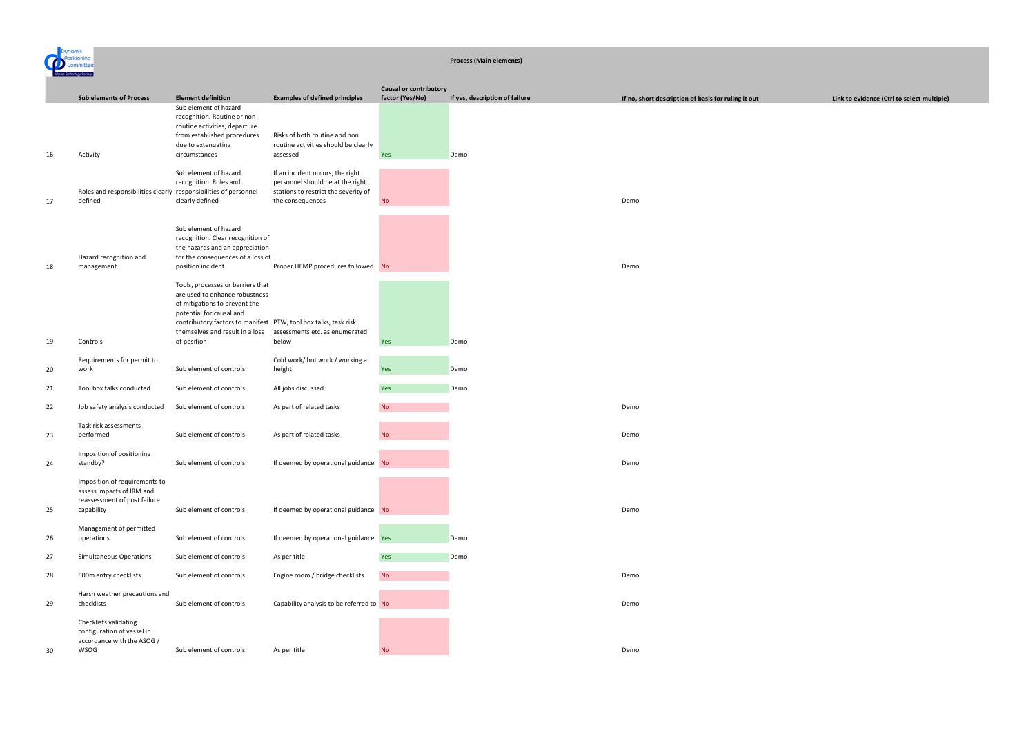## Process (Main elements)

| | Sub elements of Process | Element definition | Examples of defined principles | Causal or contributory factor (Yes/No) | If yes, description of failure | If no, short description of basis for ruling it out | Link to evidence (Ctrl to select multiple) |
|---|---|---|---|---|---|---|---|
| 16 | Activity | Sub element of hazard recognition. Routine or non-routine activities, departure from established procedures due to extenuating circumstances | Risks of both routine and non routine activities should be clearly assessed | Yes | Demo | | |
| 17 | Roles and responsibilities clearly defined | Sub element of hazard recognition. Roles and responsibilities of personnel clearly defined | If an incident occurs, the right personnel should be at the right stations to restrict the severity of the consequences | No | | Demo | |
| 18 | Hazard recognition and management | Sub element of hazard recognition. Clear recognition of the hazards and an appreciation for the consequences of a loss of position incident | Proper HEMP procedures followed | No | | Demo | |
| 19 | Controls | Tools, processes or barriers that are used to enhance robustness of mitigations to prevent the potential for causal and contributory factors to manifest themselves and result in a loss of position | PTW, tool box talks, task risk assessments etc. as enumerated below | Yes | Demo | | |
| 20 | Requirements for permit to work | Sub element of controls | Cold work/ hot work / working at height | Yes | Demo | | |
| 21 | Tool box talks conducted | Sub element of controls | All jobs discussed | Yes | Demo | | |
| 22 | Job safety analysis conducted | Sub element of controls | As part of related tasks | No | | Demo | |
| 23 | Task risk assessments performed | Sub element of controls | As part of related tasks | No | | Demo | |
| 24 | Imposition of positioning standby? | Sub element of controls | If deemed by operational guidance | No | | Demo | |
| 25 | Imposition of requirements to assess impacts of IRM and reassessment of post failure capability | Sub element of controls | If deemed by operational guidance | No | | Demo | |
| 26 | Management of permitted operations | Sub element of controls | If deemed by operational guidance | Yes | Demo | | |
| 27 | Simultaneous Operations | Sub element of controls | As per title | Yes | Demo | | |
| 28 | 500m entry checklists | Sub element of controls | Engine room / bridge checklists | No | | Demo | |
| 29 | Harsh weather precautions and checklists | Sub element of controls | Capability analysis to be referred to | No | | Demo | |
| 30 | Checklists validating configuration of vessel in accordance with the ASOG / WSOG | Sub element of controls | As per title | No | | Demo | |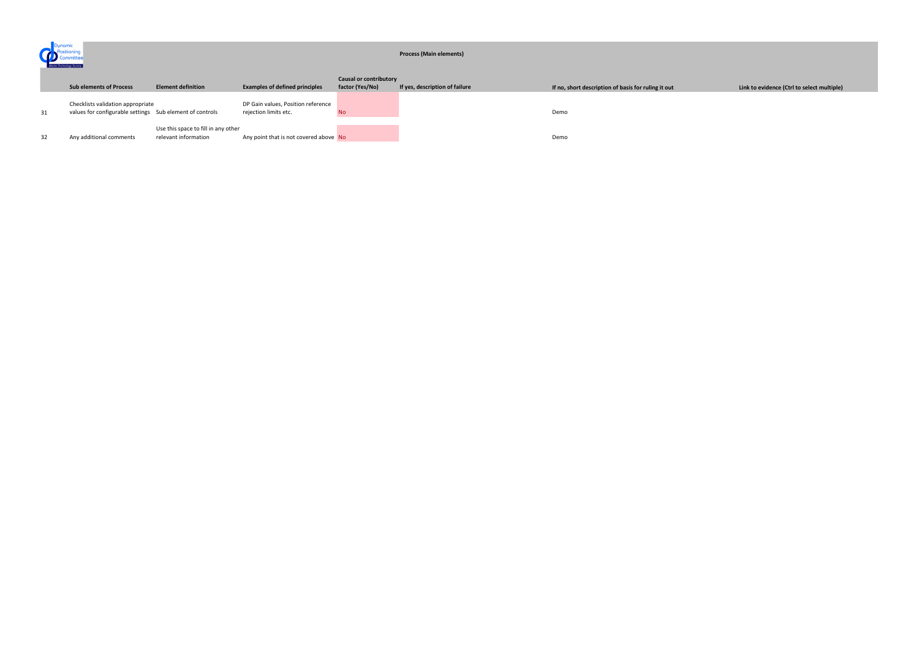## Process (Main elements)

| | Sub elements of Process | Element definition | Examples of defined principles | Causal or contributory factor (Yes/No) | If yes, description of failure | If no, short description of basis for ruling it out | Link to evidence (Ctrl to select multiple) |
|---|---|---|---|---|---|---|---|
| 31 | Checklists validation appropriate values for configurable settings | Sub element of controls | DP Gain values, Position reference rejection limits etc. | No | | Demo | |
| 32 | Any additional comments | Use this space to fill in any other relevant information | Any point that is not covered above | No | | Demo | |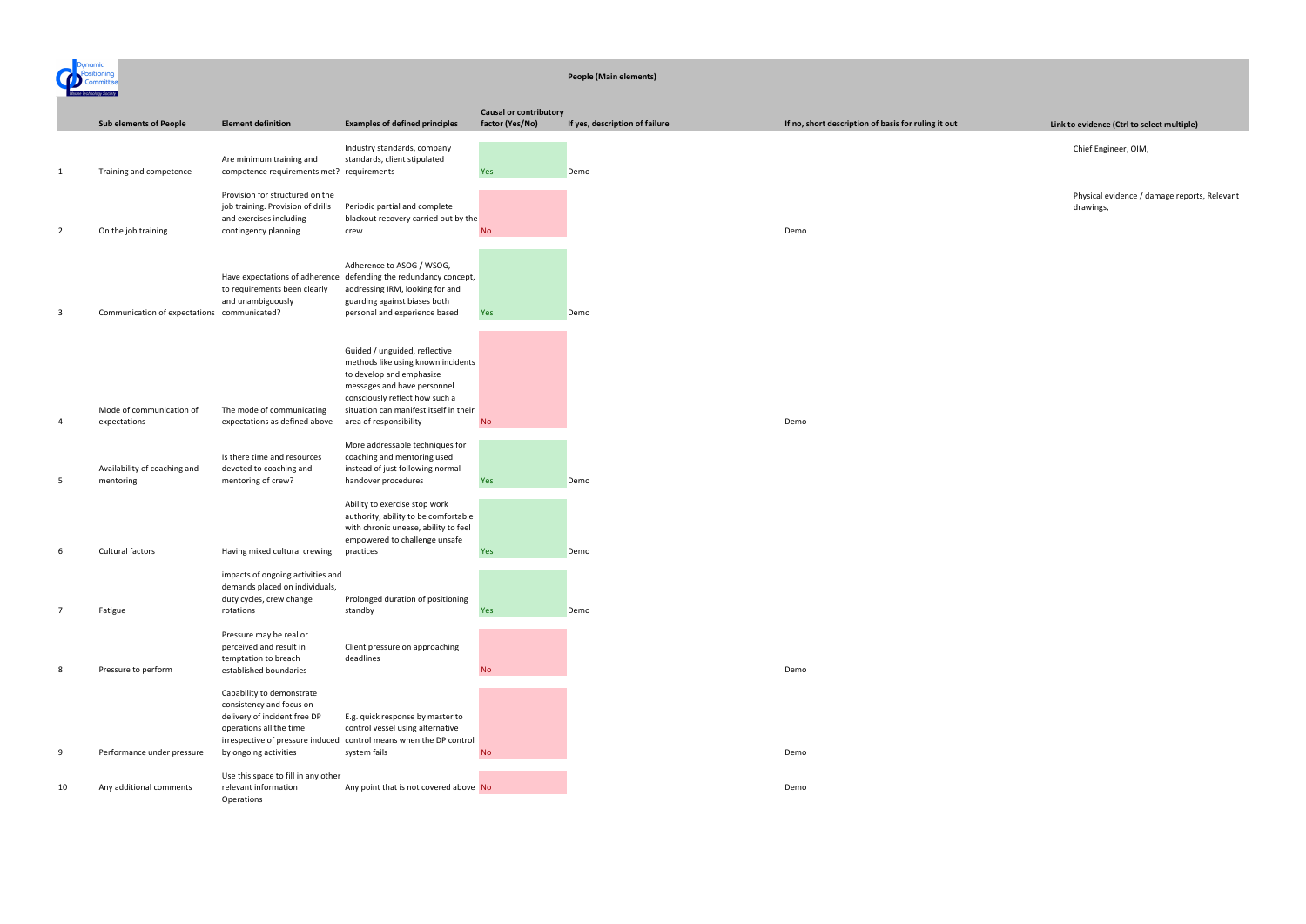## People (Main elements)

| | Sub elements of People | Element definition | Examples of defined principles | Causal or contributory factor (Yes/No) | If yes, description of failure | If no, short description of basis for ruling it out | Link to evidence (Ctrl to select multiple) |
|---|---|---|---|---|---|---|---|
| 1 | Training and competence | Are minimum training and competence requirements met? | Industry standards, company standards, client stipulated requirements | Yes | Demo | | Chief Engineer, OIM, |
| 2 | On the job training | Provision for structured on the job training. Provision of drills and exercises including contingency planning | Periodic partial and complete blackout recovery carried out by the crew | No | | Demo | Physical evidence / damage reports, Relevant drawings, |
| 3 | Communication of expectations | Have expectations of adherence to requirements been clearly and unambiguously communicated? | Adherence to ASOG / WSOG, defending the redundancy concept, addressing IRM, looking for and guarding against biases both personal and experience based | Yes | Demo | | |
| 4 | Mode of communication of expectations | The mode of communicating expectations as defined above | Guided / unguided, reflective methods like using known incidents to develop and emphasize messages and have personnel consciously reflect how such a situation can manifest itself in their area of responsibility | No | | Demo | |
| 5 | Availability of coaching and mentoring | Is there time and resources devoted to coaching and mentoring of crew? | More addressable techniques for coaching and mentoring used instead of just following normal handover procedures | Yes | Demo | | |
| 6 | Cultural factors | Having mixed cultural crewing | Ability to exercise stop work authority, ability to be comfortable with chronic unease, ability to feel empowered to challenge unsafe practices | Yes | Demo | | |
| 7 | Fatigue | impacts of ongoing activities and demands placed on individuals, duty cycles, crew change rotations | Prolonged duration of positioning standby | Yes | Demo | | |
| 8 | Pressure to perform | Pressure may be real or perceived and result in temptation to breach established boundaries | Client pressure on approaching deadlines | No | | Demo | |
| 9 | Performance under pressure | Capability to demonstrate consistency and focus on delivery of incident free DP operations all the time irrespective of pressure induced by ongoing activities | E.g. quick response by master to control vessel using alternative control means when the DP control system fails | No | | Demo | |
| 10 | Any additional comments | Use this space to fill in any other relevant information Operations | Any point that is not covered above | No | | Demo | |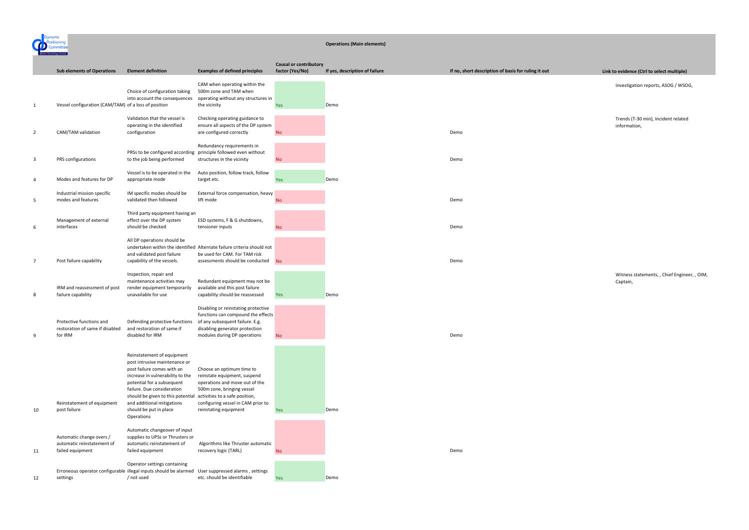## Operations (Main elements)

| | Sub elements of Operations | Element definition | Examples of defined principles | Causal or contributory factor (Yes/No) | If yes, description of failure | If no, short description of basis for ruling it out | Link to evidence (Ctrl to select multiple) |
|---|---|---|---|---|---|---|---|
| 1 | Vessel configuration (CAM/TAM) | Choice of configuration taking into account the consequences of a loss of position | CAM when operating within the 500m zone and TAM when operating without any structures in the vicinity | Yes | Demo | | Investigation reports, ASOG / WSOG, |
| 2 | CAM/TAM validation | Validation that the vessel is operating in the identified configuration | Checking operating guidance to ensure all aspects of the DP system are configured correctly | No | | Demo | Trends (T-30 min), Incident related information, |
| 3 | PRS configurations | PRSs to be configured according to the job being performed | Redundancy requirements in principle followed even without structures in the vicinity | No | | Demo | |
| 4 | Modes and features for DP | Vessel is to be operated in the appropriate mode | Auto position, follow track, follow target etc. | Yes | Demo | | |
| 5 | Industrial mission specific modes and features | IM specific modes should be validated then followed | External force compensation, heavy lift mode | No | | Demo | |
| 6 | Management of external interfaces | Third party equipment having an effect over the DP system should be checked | ESD systems, F & G shutdowns, tensioner inputs | No | | Demo | |
| 7 | Post failure capability | All DP operations should be undertaken within the identified and validated post failure capability of the vessels. | Alternate failure criteria should not be used for CAM. For TAM risk assessments should be conducted | No | | Demo | |
| 8 | IRM and reassessment of post failure capability | Inspection, repair and maintenance activities may render equipment temporarily unavailable for use | Redundant equipment may not be available and this post failure capability should be reassessed | Yes | Demo | | Witness statements, , Chief Engineer, , OIM, Captain, |
| 9 | Protective functions and restoration of same if disabled for IRM | Defending protective functions and restoration of same if disabled for IRM | Disabling or reinstating protective functions can compound the effects of any subsequent failure. E.g. disabling generator protection modules during DP operations | No | | Demo | |
| 10 | Reinstatement of equipment post failure | Reinstatement of equipment post intrusive maintenance or post failure comes with an increase in vulnerability to the potential for a subsequent failure. Due consideration should be given to this potential and additional mitigations should be put in place Operations | Choose an optimum time to reinstate equipment, suspend operations and move out of the 500m zone, bringing vessel activities to a safe position, configuring vessel in CAM prior to reinstating equipment | Yes | Demo | | |
| 11 | Automatic change overs / automatic reinstatement of failed equipment | Automatic changeover of input supplies to UPSs or Thrusters or automatic reinstatement of failed equipment | Algorithms like Thruster automatic recovery logic (TARL) | No | | Demo | |
| 12 | Erroneous operator configurable settings | Operator settings containing illegal inputs should be alarmed / not used | User suppressed alarms , settings etc. should be identifiable | Yes | Demo | | |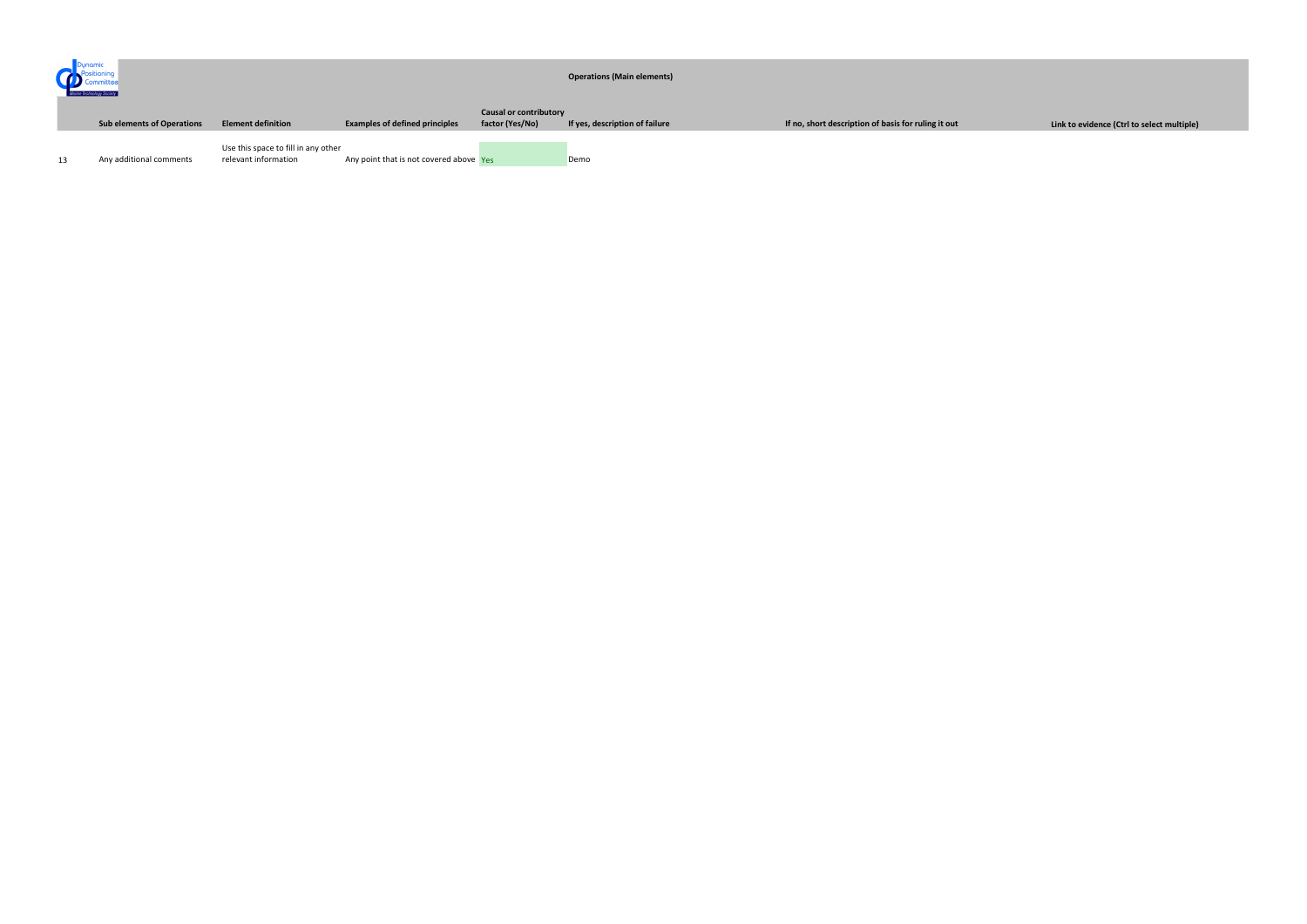**Operations (Main elements)**

| | Sub elements of Operations | Element definition | Examples of defined principles | Causal or contributory factor (Yes/No) | If yes, description of failure | If no, short description of basis for ruling it out | Link to evidence (Ctrl to select multiple) |
|---|---|---|---|---|---|---|---|
| 13 | Any additional comments | Use this space to fill in any other relevant information | Any point that is not covered above | Yes | Demo | | |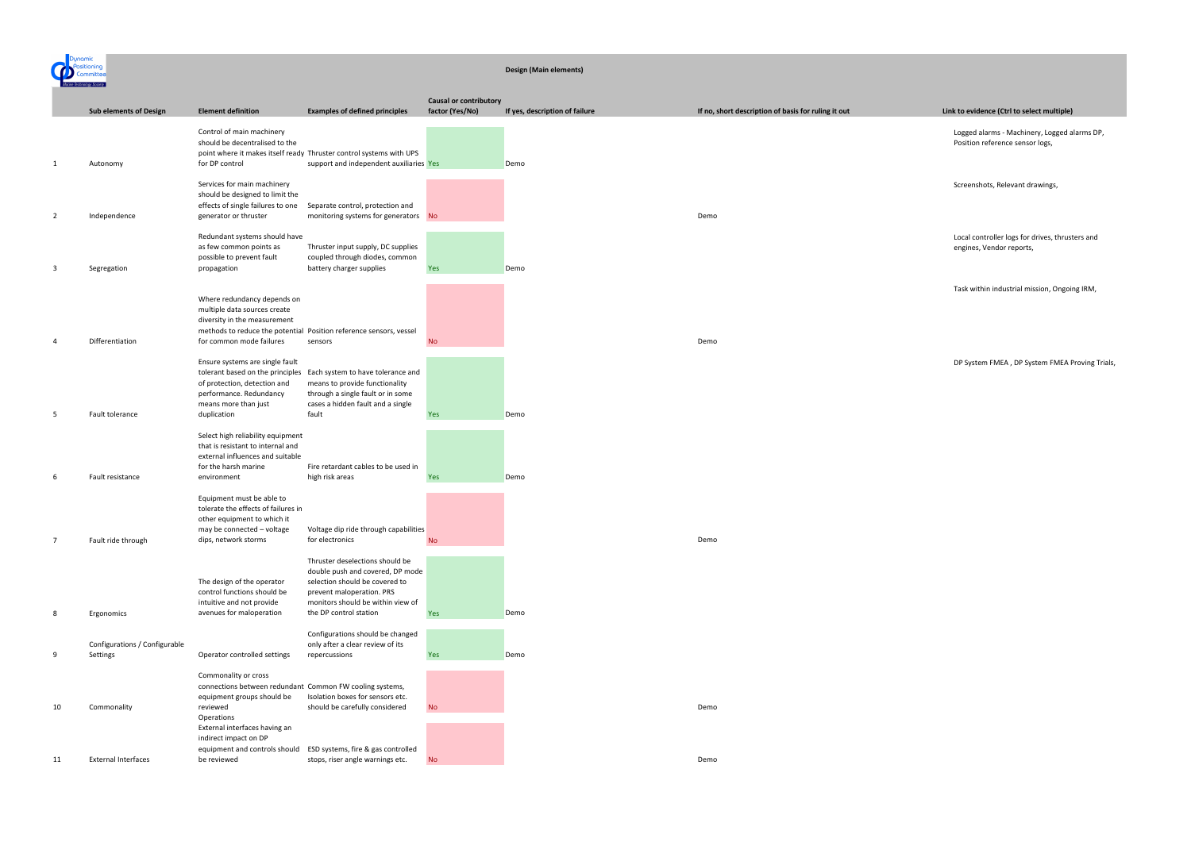Dynamic Positioning Committee

## Design (Main elements)

| | Sub elements of Design | Element definition | Examples of defined principles | Causal or contributory factor (Yes/No) | If yes, description of failure | If no, short description of basis for ruling it out | Link to evidence (Ctrl to select multiple) |
|---|---|---|---|---|---|---|---|
| 1 | Autonomy | Control of main machinery should be decentralised to the point where it makes itself ready for DP control | Thruster control systems with UPS support and independent auxiliaries | Yes | Demo | | Logged alarms - Machinery, Logged alarms DP, Position reference sensor logs, |
| 2 | Independence | Services for main machinery should be designed to limit the effects of single failures to one generator or thruster | Separate control, protection and monitoring systems for generators | No | | Demo | Screenshots, Relevant drawings, |
| 3 | Segregation | Redundant systems should have as few common points as possible to prevent fault propagation | Thruster input supply, DC supplies coupled through diodes, common battery charger supplies | Yes | Demo | | Local controller logs for drives, thrusters and engines, Vendor reports, |
| 4 | Differentiation | Where redundancy depends on multiple data sources create diversity in the measurement methods to reduce the potential for common mode failures | Position reference sensors, vessel sensors | No | | Demo | Task within industrial mission, Ongoing IRM, |
| 5 | Fault tolerance | Ensure systems are single fault tolerant based on the principles of protection, detection and performance. Redundancy means more than just duplication | Each system to have tolerance and means to provide functionality through a single fault or in some cases a hidden fault and a single fault | Yes | Demo | | DP System FMEA , DP System FMEA Proving Trials, |
| 6 | Fault resistance | Select high reliability equipment that is resistant to internal and external influences and suitable for the harsh marine environment | Fire retardant cables to be used in high risk areas | Yes | Demo | | |
| 7 | Fault ride through | Equipment must be able to tolerate the effects of failures in other equipment to which it may be connected – voltage dips, network storms | Voltage dip ride through capabilities for electronics | No | | Demo | |
| 8 | Ergonomics | The design of the operator control functions should be intuitive and not provide avenues for maloperation | Thruster deselections should be double push and covered, DP mode selection should be covered to prevent maloperation. PRS monitors should be within view of the DP control station | Yes | Demo | | |
| 9 | Configurations / Configurable Settings | Operator controlled settings | Configurations should be changed only after a clear review of its repercussions | Yes | Demo | | |
| 10 | Commonality | Commonality or cross connections between redundant equipment groups should be reviewed | Common FW cooling systems, Isolation boxes for sensors etc. should be carefully considered | No | | Demo | |
| 11 | External Interfaces | Operations External interfaces having an indirect impact on DP equipment and controls should be reviewed | ESD systems, fire & gas controlled stops, riser angle warnings etc. | No | | Demo | |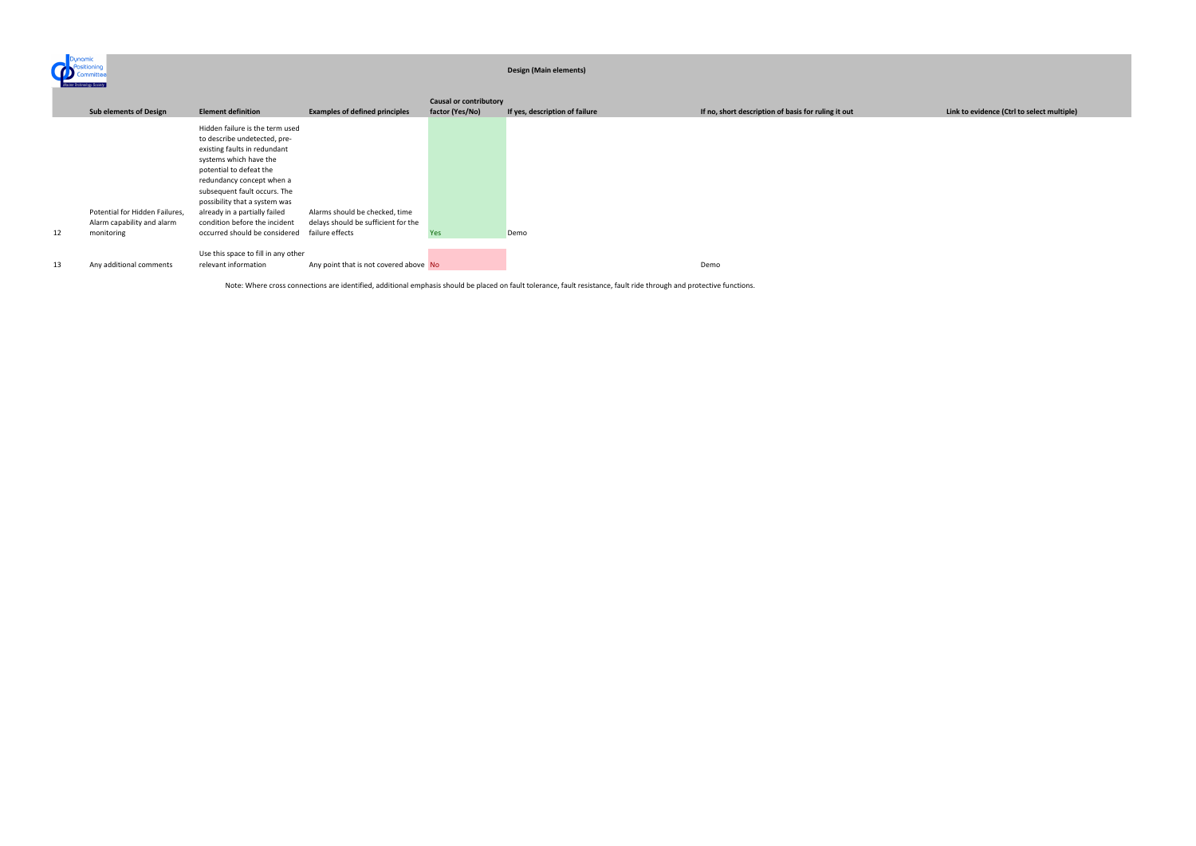## Design (Main elements)

| | Sub elements of Design | Element definition | Examples of defined principles | Causal or contributory factor (Yes/No) | If yes, description of failure | If no, short description of basis for ruling it out | Link to evidence (Ctrl to select multiple) |
|---|---|---|---|---|---|---|---|
| 12 | Potential for Hidden Failures, Alarm capability and alarm monitoring | Hidden failure is the term used to describe undetected, pre-existing faults in redundant systems which have the potential to defeat the redundancy concept when a subsequent fault occurs. The possibility that a system was already in a partially failed condition before the incident occurred should be considered | Alarms should be checked, time delays should be sufficient for the failure effects | Yes | Demo | | |
| 13 | Any additional comments | Use this space to fill in any other relevant information | Any point that is not covered above | No | | Demo | |

Note: Where cross connections are identified, additional emphasis should be placed on fault tolerance, fault resistance, fault ride through and protective functions.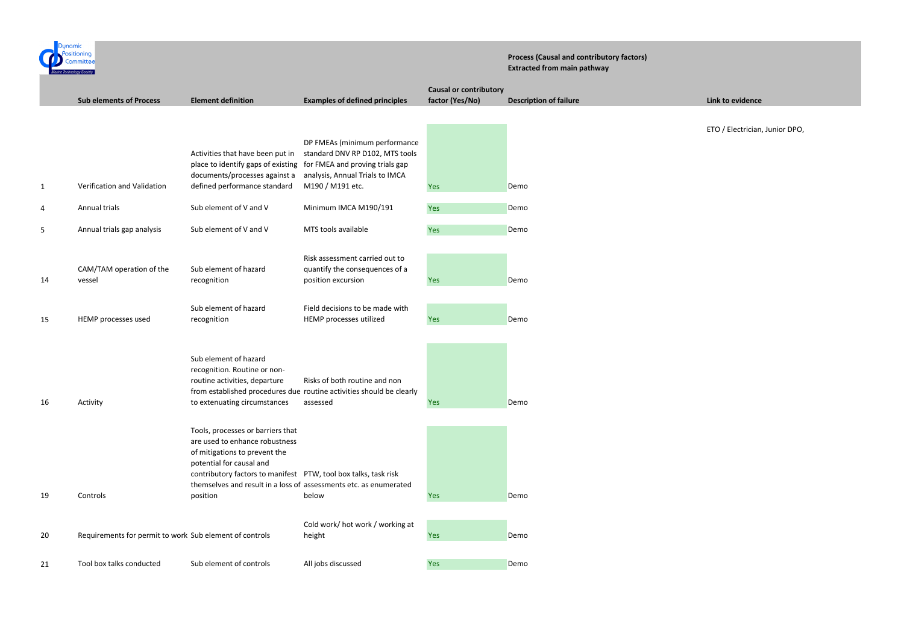**Process (Causal and contributory factors)**
**Extracted from main pathway**

| | Sub elements of Process | Element definition | Examples of defined principles | Causal or contributory factor (Yes/No) | Description of failure | Link to evidence |
|---|---|---|---|---|---|---|
| 1 | Verification and Validation | Activities that have been put in place to identify gaps of existing documents/processes against a defined performance standard | DP FMEAs (minimum performance standard DNV RP D102, MTS tools for FMEA and proving trials gap analysis, Annual Trials to IMCA M190 / M191 etc. | Yes | Demo | ETO / Electrician, Junior DPO, |
| 4 | Annual trials | Sub element of V and V | Minimum IMCA M190/191 | Yes | Demo | |
| 5 | Annual trials gap analysis | Sub element of V and V | MTS tools available | Yes | Demo | |
| 14 | CAM/TAM operation of the vessel | Sub element of hazard recognition | Risk assessment carried out to quantify the consequences of a position excursion | Yes | Demo | |
| 15 | HEMP processes used | Sub element of hazard recognition | Field decisions to be made with HEMP processes utilized | Yes | Demo | |
| 16 | Activity | Sub element of hazard recognition. Routine or non-routine activities, departure from established procedures due to extenuating circumstances | Risks of both routine and non routine activities should be clearly assessed | Yes | Demo | |
| 19 | Controls | Tools, processes or barriers that are used to enhance robustness of mitigations to prevent the potential for causal and contributory factors to manifest themselves and result in a loss of position | PTW, tool box talks, task risk assessments etc. as enumerated below | Yes | Demo | |
| 20 | Requirements for permit to work | Sub element of controls | Cold work/ hot work / working at height | Yes | Demo | |
| 21 | Tool box talks conducted | Sub element of controls | All jobs discussed | Yes | Demo | |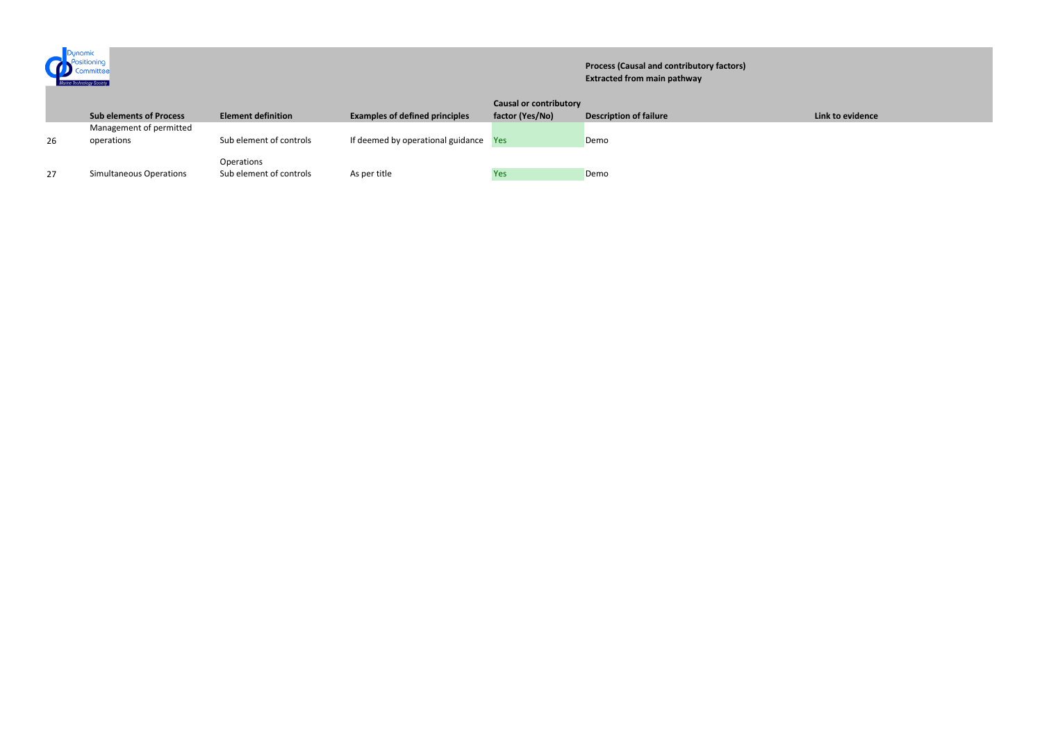**Process (Causal and contributory factors)**
**Extracted from main pathway**

| | Sub elements of Process | Element definition | Examples of defined principles | Causal or contributory factor (Yes/No) | Description of failure | Link to evidence |
|---|---|---|---|---|---|---|
| 26 | Management of permitted operations | Sub element of controls | If deemed by operational guidance | Yes | Demo | |
| 27 | Simultaneous Operations | Operations Sub element of controls | As per title | Yes | Demo | |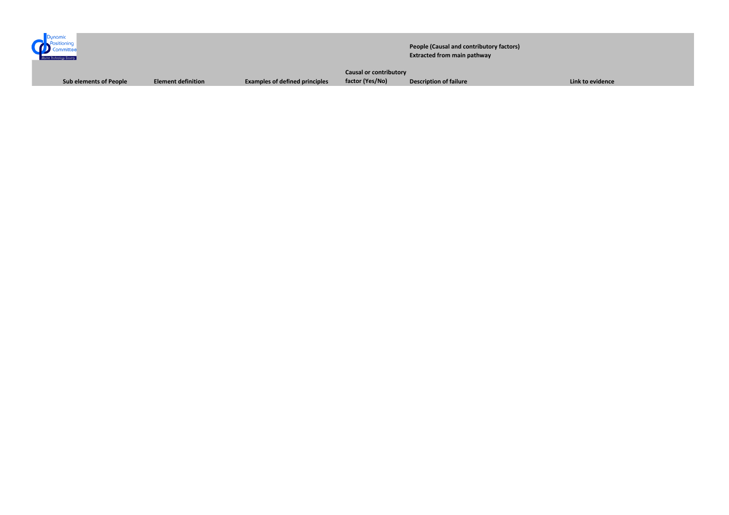**People (Causal and contributory factors)**
**Extracted from main pathway**

| Sub elements of People | Element definition | Examples of defined principles | Causal or contributory factor (Yes/No) | Description of failure | Link to evidence |
|---|---|---|---|---|---|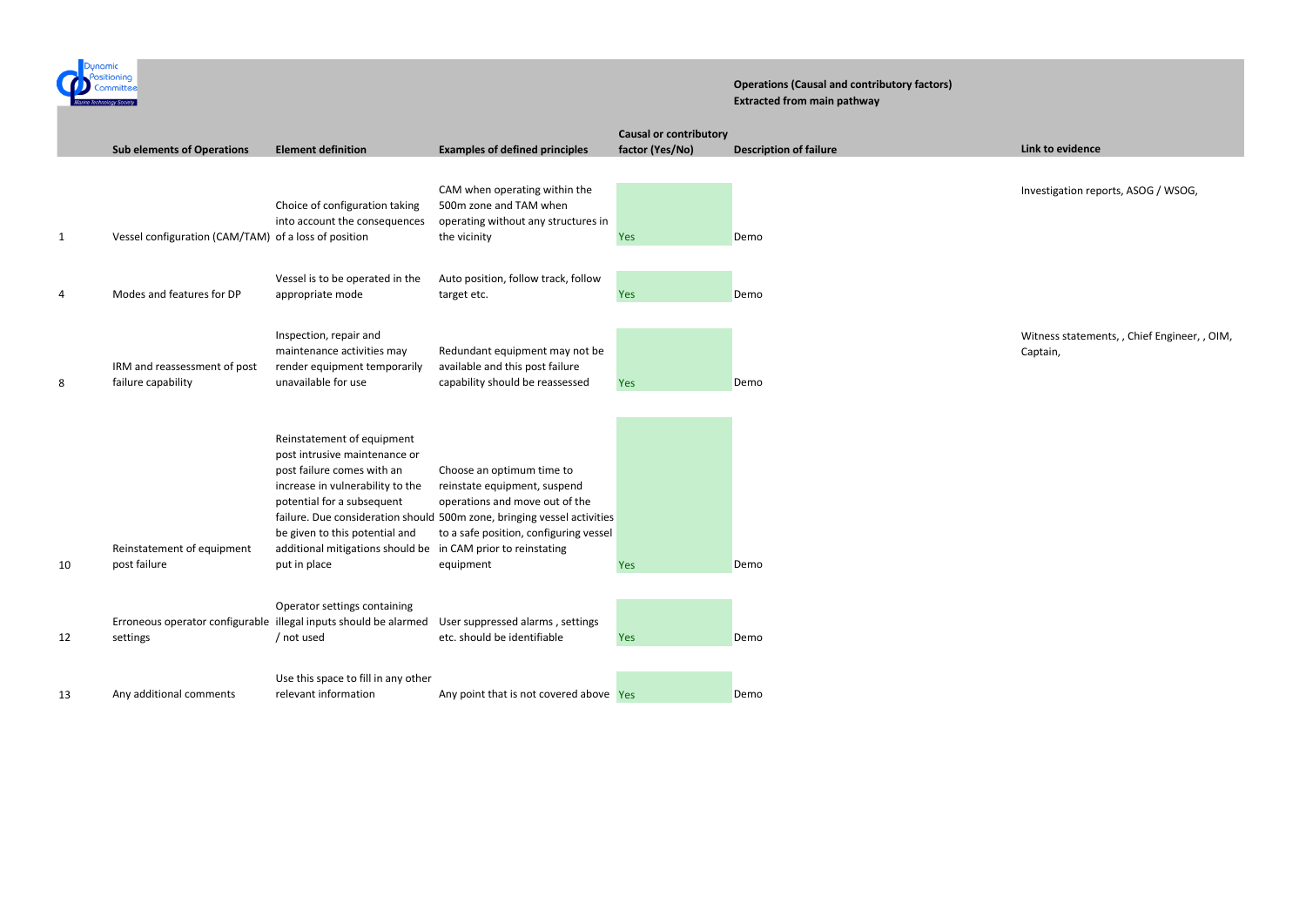**Operations (Causal and contributory factors)**
**Extracted from main pathway**

| | Sub elements of Operations | Element definition | Examples of defined principles | Causal or contributory factor (Yes/No) | Description of failure | Link to evidence |
|---|---|---|---|---|---|---|
| 1 | Vessel configuration (CAM/TAM) | Choice of configuration taking into account the consequences of a loss of position | CAM when operating within the 500m zone and TAM when operating without any structures in the vicinity | Yes | Demo | Investigation reports, ASOG / WSOG, |
| 4 | Modes and features for DP | Vessel is to be operated in the appropriate mode | Auto position, follow track, follow target etc. | Yes | Demo | |
| 8 | IRM and reassessment of post failure capability | Inspection, repair and maintenance activities may render equipment temporarily unavailable for use | Redundant equipment may not be available and this post failure capability should be reassessed | Yes | Demo | Witness statements, , Chief Engineer, , OIM, Captain, |
| 10 | Reinstatement of equipment post failure | Reinstatement of equipment post intrusive maintenance or post failure comes with an increase in vulnerability to the potential for a subsequent failure. Due consideration should be given to this potential and additional mitigations should be put in place | Choose an optimum time to reinstate equipment, suspend operations and move out of the 500m zone, bringing vessel activities to a safe position, configuring vessel in CAM prior to reinstating equipment | Yes | Demo | |
| 12 | Erroneous operator configurable settings | Operator settings containing illegal inputs should be alarmed / not used | User suppressed alarms , settings etc. should be identifiable | Yes | Demo | |
| 13 | Any additional comments | Use this space to fill in any other relevant information | Any point that is not covered above | Yes | Demo | |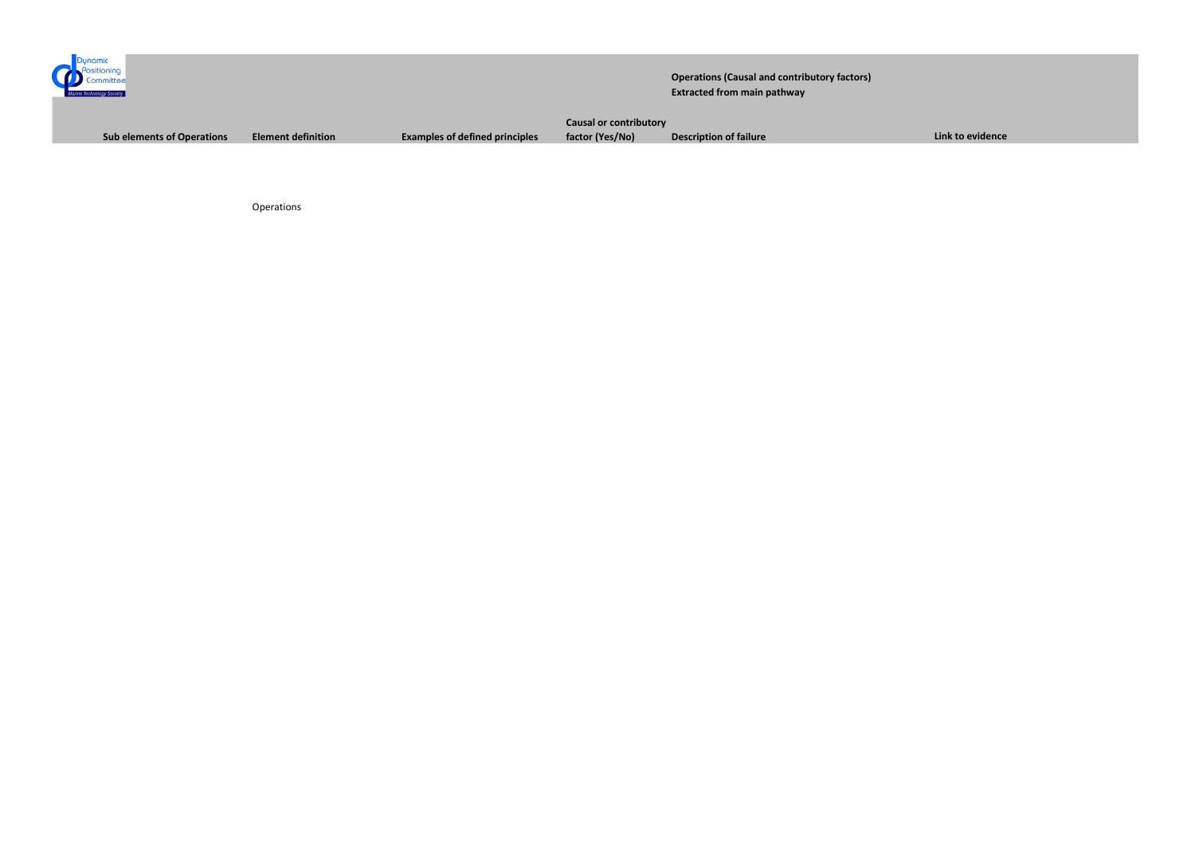**Operations (Causal and contributory factors)**
**Extracted from main pathway**

| Sub elements of Operations | Element definition | Examples of defined principles | Causal or contributory factor (Yes/No) | Description of failure | Link to evidence |
|---|---|---|---|---|---|
| | Operations | | | | |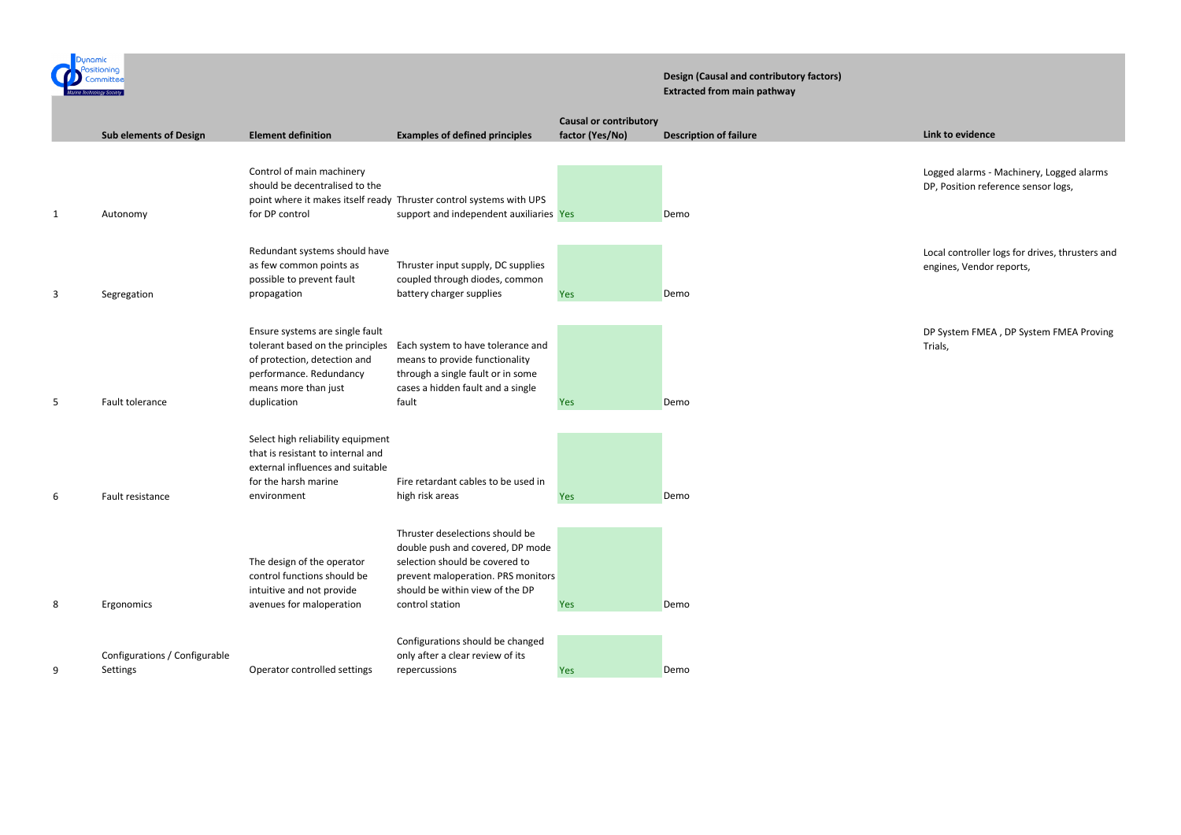**Design (Causal and contributory factors)**
**Extracted from main pathway**

| | Sub elements of Design | Element definition | Examples of defined principles | Causal or contributory factor (Yes/No) | Description of failure | Link to evidence |
|---|---|---|---|---|---|---|
| 1 | Autonomy | Control of main machinery should be decentralised to the point where it makes itself ready for DP control | Thruster control systems with UPS support and independent auxiliaries | Yes | Demo | Logged alarms - Machinery, Logged alarms DP, Position reference sensor logs, |
| 3 | Segregation | Redundant systems should have as few common points as possible to prevent fault propagation | Thruster input supply, DC supplies coupled through diodes, common battery charger supplies | Yes | Demo | Local controller logs for drives, thrusters and engines, Vendor reports, |
| 5 | Fault tolerance | Ensure systems are single fault tolerant based on the principles of protection, detection and performance. Redundancy means more than just duplication | Each system to have tolerance and means to provide functionality through a single fault or in some cases a hidden fault and a single fault | Yes | Demo | DP System FMEA , DP System FMEA Proving Trials, |
| 6 | Fault resistance | Select high reliability equipment that is resistant to internal and external influences and suitable for the harsh marine environment | Fire retardant cables to be used in high risk areas | Yes | Demo | |
| 8 | Ergonomics | The design of the operator control functions should be intuitive and not provide avenues for maloperation | Thruster deselections should be double push and covered, DP mode selection should be covered to prevent maloperation. PRS monitors should be within view of the DP control station | Yes | Demo | |
| 9 | Configurations / Configurable Settings | Operator controlled settings | Configurations should be changed only after a clear review of its repercussions | Yes | Demo | |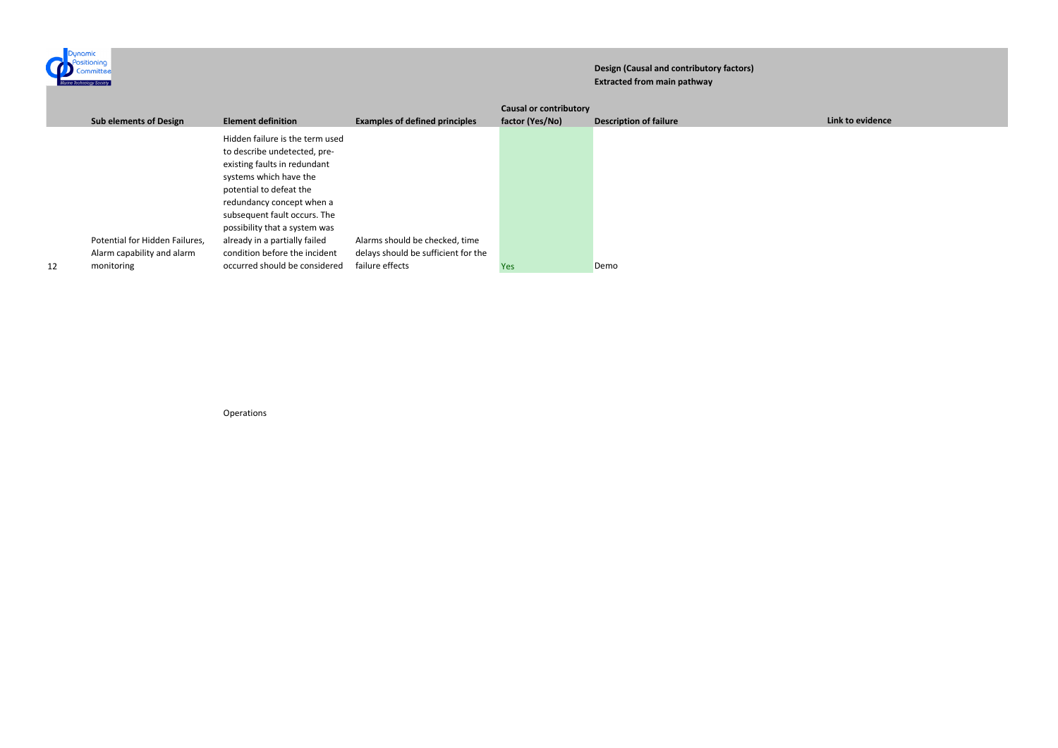**Design (Causal and contributory factors)**
**Extracted from main pathway**

| | Sub elements of Design | Element definition | Examples of defined principles | Causal or contributory factor (Yes/No) | Description of failure | Link to evidence |
|---|---|---|---|---|---|---|
| 12 | Potential for Hidden Failures, Alarm capability and alarm monitoring | Hidden failure is the term used to describe undetected, pre-existing faults in redundant systems which have the potential to defeat the redundancy concept when a subsequent fault occurs. The possibility that a system was already in a partially failed condition before the incident occurred should be considered | Alarms should be checked, time delays should be sufficient for the failure effects | Yes | Demo | |

Operations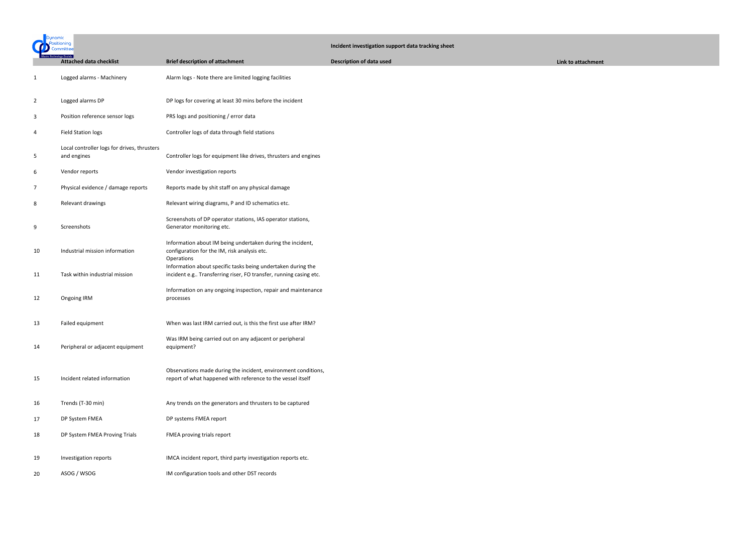Dynamic Positioning Committee

## Incident investigation support data tracking sheet

| | Attached data checklist | Brief description of attachment | Description of data used | Link to attachment |
|---|---|---|---|---|
| 1 | Logged alarms - Machinery | Alarm logs - Note there are limited logging facilities | | |
| 2 | Logged alarms DP | DP logs for covering at least 30 mins before the incident | | |
| 3 | Position reference sensor logs | PRS logs and positioning / error data | | |
| 4 | Field Station logs | Controller logs of data through field stations | | |
| 5 | Local controller logs for drives, thrusters and engines | Controller logs for equipment like drives, thrusters and engines | | |
| 6 | Vendor reports | Vendor investigation reports | | |
| 7 | Physical evidence / damage reports | Reports made by shit staff on any physical damage | | |
| 8 | Relevant drawings | Relevant wiring diagrams, P and ID schematics etc. | | |
| 9 | Screenshots | Screenshots of DP operator stations, IAS operator stations, Generator monitoring etc. | | |
| 10 | Industrial mission information | Information about IM being undertaken during the incident, configuration for the IM, risk analysis etc. | | |
| 11 | Task within industrial mission | Operations<br>Information about specific tasks being undertaken during the incident e.g.. Transferring riser, FO transfer, running casing etc. | | |
| 12 | Ongoing IRM | Information on any ongoing inspection, repair and maintenance processes | | |
| 13 | Failed equipment | When was last IRM carried out, is this the first use after IRM? | | |
| 14 | Peripheral or adjacent equipment | Was IRM being carried out on any adjacent or peripheral equipment? | | |
| 15 | Incident related information | Observations made during the incident, environment conditions, report of what happened with reference to the vessel itself | | |
| 16 | Trends (T-30 min) | Any trends on the generators and thrusters to be captured | | |
| 17 | DP System FMEA | DP systems FMEA report | | |
| 18 | DP System FMEA Proving Trials | FMEA proving trials report | | |
| 19 | Investigation reports | IMCA incident report, third party investigation reports etc. | | |
| 20 | ASOG / WSOG | IM configuration tools and other DST records | | |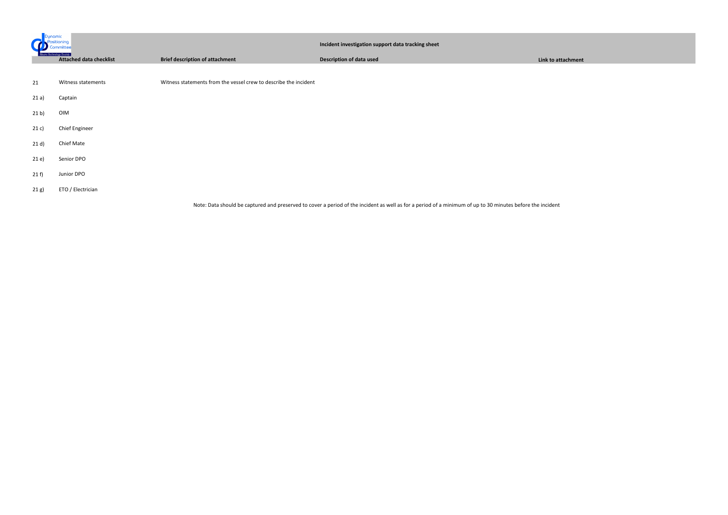**Incident investigation support data tracking sheet**

| | Attached data checklist | Brief description of attachment | Description of data used | Link to attachment |
|---|---|---|---|---|
| 21 | Witness statements | Witness statements from the vessel crew to describe the incident | | |
| 21 a) | Captain | | | |
| 21 b) | OIM | | | |
| 21 c) | Chief Engineer | | | |
| 21 d) | Chief Mate | | | |
| 21 e) | Senior DPO | | | |
| 21 f) | Junior DPO | | | |
| 21 g) | ETO / Electrician | | | |

Note: Data should be captured and preserved to cover a period of the incident as well as for a period of a minimum of up to 30 minutes before the incident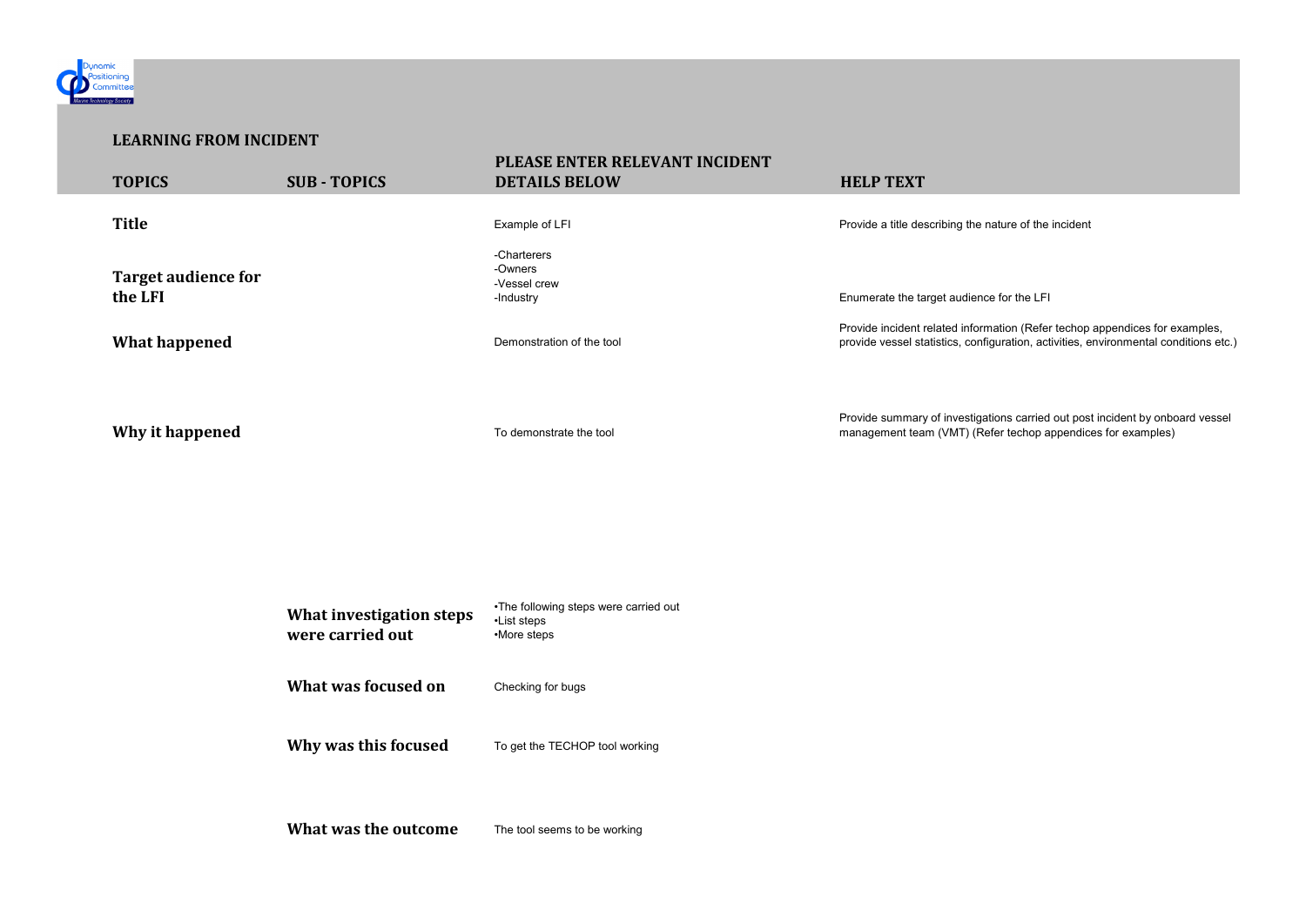## LEARNING FROM INCIDENT

| TOPICS | SUB - TOPICS | PLEASE ENTER RELEVANT INCIDENT DETAILS BELOW | HELP TEXT |
|---|---|---|---|
| **Title** | | Example of LFI | Provide a title describing the nature of the incident |
| **Target audience for the LFI** | | -Charterers<br>-Owners<br>-Vessel crew<br>-Industry | Enumerate the target audience for the LFI |
| **What happened** | | Demonstration of the tool | Provide incident related information (Refer techop appendices for examples, provide vessel statistics, configuration, activities, environmental conditions etc.) |
| **Why it happened** | | To demonstrate the tool | Provide summary of investigations carried out post incident by onboard vessel management team (VMT) (Refer techop appendices for examples) |
| | **What investigation steps were carried out** | •The following steps were carried out<br>•List steps<br>•More steps | |
| | **What was focused on** | Checking for bugs | |
| | **Why was this focused** | To get the TECHOP tool working | |
| | **What was the outcome** | The tool seems to be working | |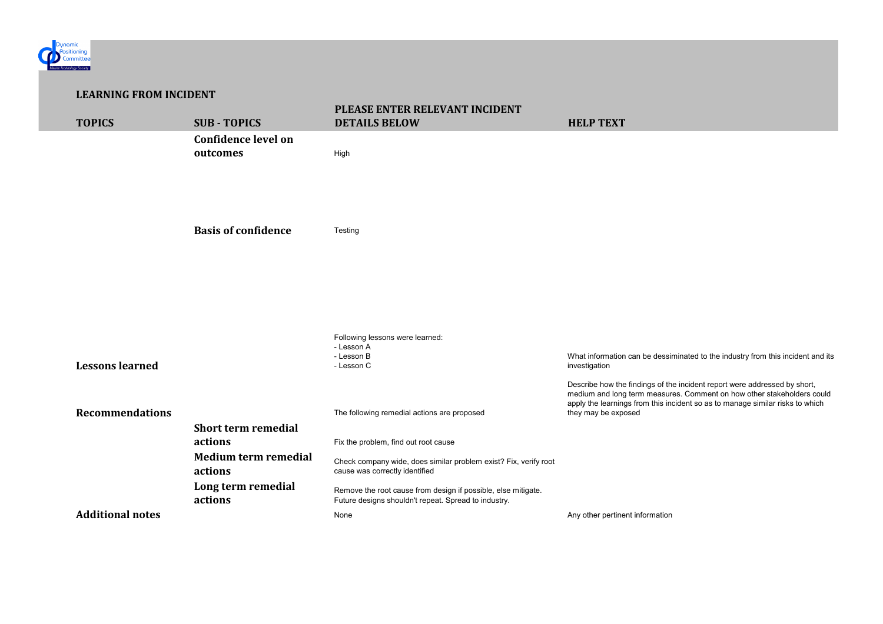## LEARNING FROM INCIDENT

| TOPICS | SUB - TOPICS | PLEASE ENTER RELEVANT INCIDENT DETAILS BELOW | HELP TEXT |
|---|---|---|---|
| | **Confidence level on outcomes** | High | |
| | **Basis of confidence** | Testing | |
| **Lessons learned** | | Following lessons were learned:<br>- Lesson A<br>- Lesson B<br>- Lesson C | What information can be dessiminated to the industry from this incident and its investigation |
| **Recommendations** | | The following remedial actions are proposed | Describe how the findings of the incident report were addressed by short, medium and long term measures. Comment on how other stakeholders could apply the learnings from this incident so as to manage similar risks to which they may be exposed |
| | **Short term remedial actions** | Fix the problem, find out root cause | |
| | **Medium term remedial actions** | Check company wide, does similar problem exist? Fix, verify root cause was correctly identified | |
| | **Long term remedial actions** | Remove the root cause from design if possible, else mitigate. Future designs shouldn't repeat. Spread to industry. | |
| **Additional notes** | | None | Any other pertinent information |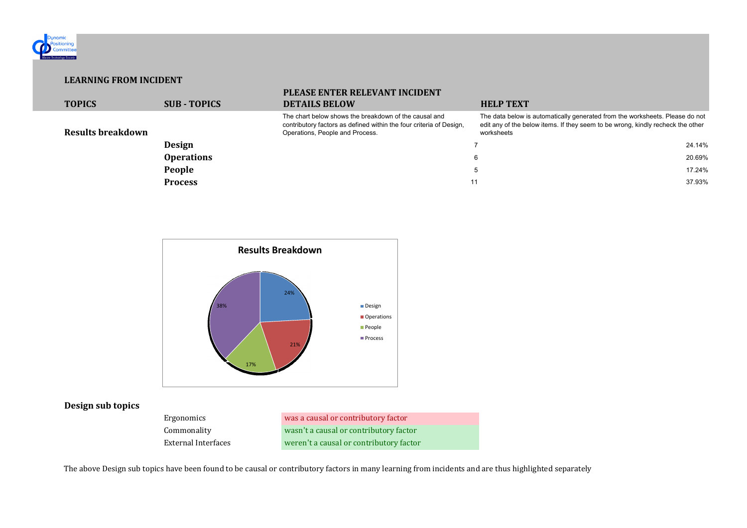Dynamic Positioning Committee
Marine Technology Society

## LEARNING FROM INCIDENT

| TOPICS | SUB - TOPICS | PLEASE ENTER RELEVANT INCIDENT DETAILS BELOW | HELP TEXT |
|---|---|---|---|
| **Results breakdown** | | The chart below shows the breakdown of the causal and contributory factors as defined within the four criteria of Design, Operations, People and Process. | The data below is automatically generated from the worksheets. Please do not edit any of the below items. If they seem to be wrong, kindly recheck the other worksheets |
| | **Design** | 7 | 24.14% |
| | **Operations** | 6 | 20.69% |
| | **People** | 5 | 17.24% |
| | **Process** | 11 | 37.93% |

Results Breakdown

24%
21%
17%
38%

Design
Operations
People
Process

### Design sub topics

| | |
|---|---|
| Ergonomics | was a causal or contributory factor |
| Commonality | wasn't a causal or contributory factor |
| External Interfaces | weren't a causal or contributory factor |

The above Design sub topics have been found to be causal or contributory factors in many learning from incidents and are thus highlighted separately